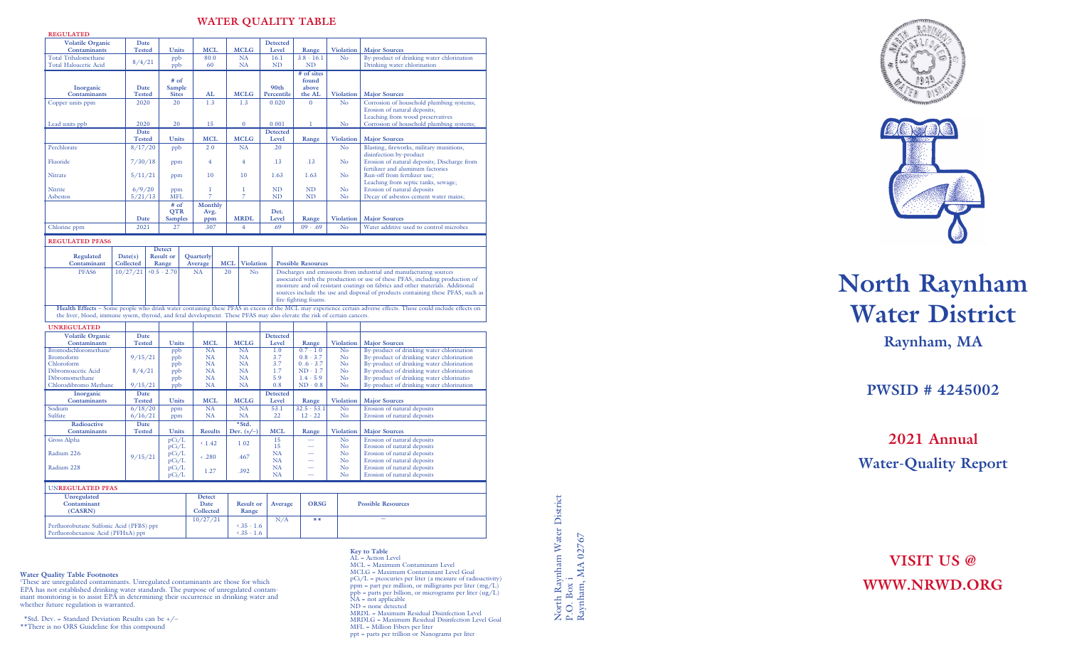# WATER QUALITY TABLE

**REGULATED**

| Volatile Organic Contaminants | Date Tested | Units | MCL | MCLG | Detected Level | Range | Violation | Major Sources |
|---|---|---|---|---|---|---|---|---|
| Total Trihalomethane | 8/4/21 | ppb | 80.0 | NA | 16.1 | 3.8 - 16.1 | No | By-product of drinking water chlorination |
| Total Haloacetic Acid | | ppb | 60 | NA | ND | ND | | Drinking water chlorination |

| Inorganic Contaminants | Date Tested | # of Sample Sites | AL | MCLG | 90th Percentile | # of sites found above the AL | Violation | Major Sources |
|---|---|---|---|---|---|---|---|---|
| Copper units ppm | 2020 | 20 | 1.3 | 1.3 | 0.020 | 0 | No | Corrosion of household plumbing systems; Erosion of natural deposits; Leaching from wood preservatives |
| Lead units ppb | 2020 | 20 | 15 | 0 | 0.001 | 1 | No | Corrosion of household plumbing systems; |

| | Date Tested | Units | MCL | MCLG | Detected Level | Range | Violation | Major Sources |
|---|---|---|---|---|---|---|---|---|
| Perchlorate | 8/17/20 | ppb | 2.0 | NA | .20 | | No | Blasting, fireworks, military munitions, disinfection by-product |
| Fluoride | 7/30/18 | ppm | 4 | 4 | .13 | .13 | No | Erosion of natural deposits; Discharge from fertilizer and aluminum factories |
| Nitrate | 5/11/21 | ppm | 10 | 10 | 1.63 | 1.63 | No | Run-off from fertilizer use; Leaching from septic tanks, sewage; |
| Nitrite | 6/9/20 | ppm | 1 | 1 | ND | ND | No | Erosion of natural deposits |
| Asbestos | 5/21/13 | MFL | 7 | 7 | ND | ND | No | Decay of asbestos cement water mains; |

| | Date | # of QTR Samples | Monthly Avg. ppm | MRDL | Det. Level | Range | Violation | Major Sources |
|---|---|---|---|---|---|---|---|---|
| Chlorine ppm | 2021 | 27 | .307 | 4 | .69 | .09 - .69 | No | Water additive used to control microbes |

**REGULATED PFAS6**

| Regulated Contaminant | Date(s) Collected | Detect Result or Range | Quarterly Average | MCL | Violation | Possible Resources |
|---|---|---|---|---|---|---|
| PFAS6 | 10/27/21 | <0.5 - 2.70 | NA | 20 | No | Discharges and emissions from industrial and manufacturing sources associated with the production or use of these PFAS, including production of moisture and oil resistant coatings on fabrics and other materials. Additional sources include the use and disposal of products containing these PFAS, such as fire-fighting foams. |

**Health Effects** – Some people who drink water containing these PFAS in excess of the MCL may experience certain adverse effects. These could include effects on the liver, blood, immune sysem, thyroid, and fetal development. These PFAS may also elevate the risk of certain cancers.

**UNREGULATED**

| Volatile Organic Contaminants | Date Tested | Units | MCL | MCLG | Detected Level | Range | Violation | Major Sources |
|---|---|---|---|---|---|---|---|---|
| Bromodichloromethane[1] | 9/15/21 | ppb | NA | NA | 1.0 | 0.7 - 1.0 | No | By-product of drinking water chlorination |
| Bromoform | | ppb | NA | NA | 3.7 | 0.8 - 3.7 | No | By-product of drinking water chlorination |
| Chloroform | | ppb | NA | NA | 3.7 | 0..6 - 3.7 | No | By-product of drinking water chlorination |
| Dibromoacetic Acid | 8/4/21 | ppb | NA | NA | 1.7 | ND - 1.7 | No | By-product of drinking water chlorination |
| Dibromomethane | | ppb | NA | NA | 5.9 | 1.4 - 5.9 | No | By-product of drinking water chlorinatio |
| Chlorodibromo Methane | 9/15/21 | ppb | NA | NA | 0.8 | ND - 0.8 | No | By-product of drinking water chlorination |

| Inorganic Contaminants | Date Tested | Units | MCL | MCLG | Detected Level | Range | Violation | Major Sources |
|---|---|---|---|---|---|---|---|---|
| Sodium | 6/18/20 | ppm | NA | NA | 53.1 | 32.5 - 53.1 | No | Erosion of natural deposits |
| Sulfate | 6/16/21 | ppm | NA | NA | 22 | 12 - 22 | No | Erosion of natural deposits |

| Radioactive Contaminants | Date Tested | Units | Results | *Std. Dev. (+/–) | MCL | Range | Violation | Major Sources |
|---|---|---|---|---|---|---|---|---|
| Gross Alpha | 9/15/21 | pCi/L | <1.42 | 1.02 | 15 | — | No | Erosion of natural deposits |
| | | pCi/L | | | 15 | — | No | Erosion of natural deposits |
| Radium 226 | | pCi/L | <.280 | .467 | NA | — | No | Erosion of natural deposits |
| | | pCi/L | | | NA | — | No | Erosion of natural deposits |
| Radium 228 | | pCi/L | 1.27 | .392 | NA | — | No | Erosion of natural deposits |
| | | pCi/L | | | NA | — | No | Erosion of natural deposits |

**UNREGULATED PFAS**

| Unregulated Contaminant (CASRN) | Detect Date Collected | Result or Range | Average | ORSG | Possible Resources |
|---|---|---|---|---|---|
| Perfluorobutane Sulfonic Acid (PFBS) ppt | 10/27/21 | <.35 - 1.6 | N/A | ** | — |
| Perfluorohexanoic Acid (PFHxA) ppt | | <.35 - 1.6 | | | |

**Water Quality Table Footnotes**

[1]These are unregulated contaminants. Unregulated contaminants are those for which EPA has not established drinking water standards. The purpose of unregulated contaminant monitoring is to assist EPA in determining their occurrence in drinking water and whether future regulation is warranted.

*Std. Dev. = Standard Deviation Results can be +/–
**There is no ORS Guideline for this compound

**Key to Table**
AL = Action Level
MCL = Maximum Contaminant Level
MCLG = Maximum Contaminant Level Goal
pCi/L = picocuries per liter (a measure of radioactivity)
ppm = part per million, or milligrams per liter (mg/L)
ppb = parts per billion, or micrograms per liter (ug/L)
NA = not applicable
ND = none detected
MRDL = Maximum Residual Disinfection Level
MRDLG = Maximum Residual Disinfection Level Goal
MFL = Million Fibers per liter
ppt = parts per trillion or Nanograms per liter

North Raynham Water District
P.O. Box i
Raynham, MA 02767

# North Raynham Water District

## Raynham, MA

## PWSID # 4245002

## 2021 Annual Water-Quality Report

## VISIT US @ WWW.NRWD.ORG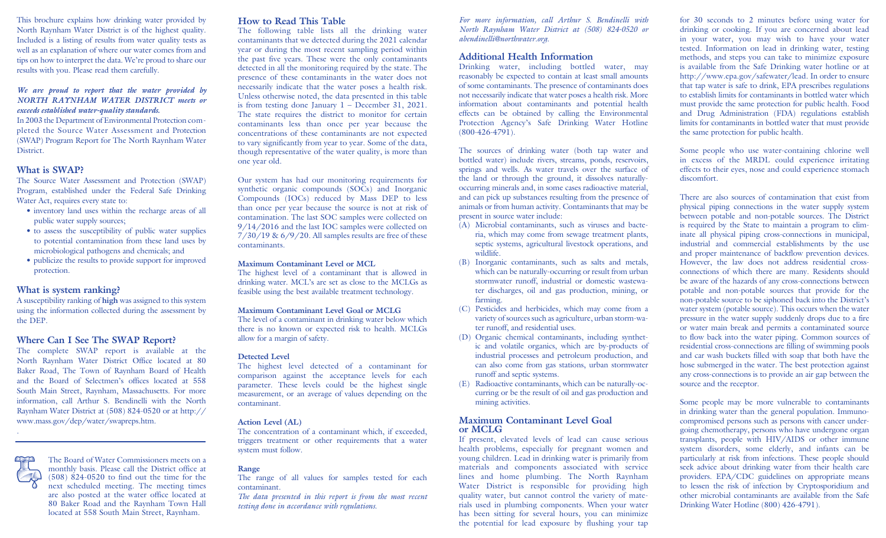This brochure explains how drinking water provided by North Raynham Water District is of the highest quality. Included is a listing of results from water quality tests as well as an explanation of where our water comes from and tips on how to interpret the data. We're proud to share our results with you. Please read them carefully.

***We are proud to report that the water provided by NORTH RAYNHAM WATER DISTRICT meets or exceeds established water-quality standards.***

In 2003 the Department of Environmental Protection completed the Source Water Assessment and Protection (SWAP) Program Report for The North Raynham Water District.

## What is SWAP?

The Source Water Assessment and Protection (SWAP) Program, established under the Federal Safe Drinking Water Act, requires every state to:

- inventory land uses within the recharge areas of all public water supply sources;
- to assess the susceptibility of public water supplies to potential contamination from these land uses by microbiological pathogens and chemicals; and
- publicize the results to provide support for improved protection.

## What is system ranking?

A susceptibility ranking of **high** was assigned to this system using the information collected during the assessment by the DEP.

## Where Can I See The SWAP Report?

The complete SWAP report is available at the North Raynham Water District Office located at 80 Baker Road, The Town of Raynham Board of Health and the Board of Selectmen's offices located at 558 South Main Street, Raynham, Massachusetts. For more information, call Arthur S. Bendinelli with the North Raynham Water District at (508) 824-0520 or at http://www.mass.gov/dep/water/swapreps.htm.

The Board of Water Commissioners meets on a monthly basis. Please call the District office at (508) 824-0520 to find out the time for the next scheduled meeting. The meeting times are also posted at the water office located at 80 Baker Road and the Raynham Town Hall located at 558 South Main Street, Raynham.

## How to Read This Table

The following table lists all the drinking water contaminants that we detected during the 2021 calendar year or during the most recent sampling period within the past five years. These were the only contaminants detected in all the monitoring required by the state. The presence of these contaminants in the water does not necessarily indicate that the water poses a health risk. Unless otherwise noted, the data presented in this table is from testing done January 1 – December 31, 2021. The state requires the district to monitor for certain contaminants less than once per year because the concentrations of these contaminants are not expected to vary significantly from year to year. Some of the data, though representative of the water quality, is more than one year old.

Our system has had our monitoring requirements for synthetic organic compounds (SOCs) and Inorganic Compounds (IOCs) reduced by Mass DEP to less than once per year because the source is not at risk of contamination. The last SOC samples were collected on 9/14/2016 and the last IOC samples were collected on 7/30/19 & 6/9/20. All samples results are free of these contaminants.

#### Maximum Contaminant Level or MCL

The highest level of a contaminant that is allowed in drinking water. MCL's are set as close to the MCLGs as feasible using the best available treatment technology.

#### Maximum Contaminant Level Goal or MCLG

The level of a contaminant in drinking water below which there is no known or expected risk to health. MCLGs allow for a margin of safety.

#### Detected Level

The highest level detected of a contaminant for comparison against the acceptance levels for each parameter. These levels could be the highest single measurement, or an average of values depending on the contaminant.

#### Action Level (AL)

The concentration of a contaminant which, if exceeded, triggers treatment or other requirements that a water system must follow.

#### Range

The range of all values for samples tested for each contaminant.

*The data presented in this report is from the most recent testing done in accordance with regulations.*

*For more information, call Arthur S. Bendinelli with North Raynham Water District at (508) 824-0520 or abendinelli@northwater.org.*

## Additional Health Information

Drinking water, including bottled water, may reasonably be expected to contain at least small amounts of some contaminants. The presence of contaminants does not necessarily indicate that water poses a health risk. More information about contaminants and potential health effects can be obtained by calling the Environmental Protection Agency's Safe Drinking Water Hotline (800-426-4791).

The sources of drinking water (both tap water and bottled water) include rivers, streams, ponds, reservoirs, springs and wells. As water travels over the surface of the land or through the ground, it dissolves naturally-occurring minerals and, in some cases radioactive material, and can pick up substances resulting from the presence of animals or from human activity. Contaminants that may be present in source water include:

(A) Microbial contaminants, such as viruses and bacteria, which may come from sewage treatment plants, septic systems, agricultural livestock operations, and wildlife.

(B) Inorganic contaminants, such as salts and metals, which can be naturally-occurring or result from urban stormwater runoff, industrial or domestic wastewater discharges, oil and gas production, mining, or farming.

(C) Pesticides and herbicides, which may come from a variety of sources such as agriculture, urban storm-water runoff, and residential uses.

(D) Organic chemical contaminants, including synthetic and volatile organics, which are by-products of industrial processes and petroleum production, and can also come from gas stations, urban stormwater runoff and septic systems.

(E) Radioactive contaminants, which can be naturally-occurring or be the result of oil and gas production and mining activities.

## Maximum Contaminant Level Goal or MCLG

If present, elevated levels of lead can cause serious health problems, especially for pregnant women and young children. Lead in drinking water is primarily from materials and components associated with service lines and home plumbing. The North Raynham Water District is responsible for providing high quality water, but cannot control the variety of materials used in plumbing components. When your water has been sitting for several hours, you can minimize the potential for lead exposure by flushing your tap for 30 seconds to 2 minutes before using water for drinking or cooking. If you are concerned about lead in your water, you may wish to have your water tested. Information on lead in drinking water, testing methods, and steps you can take to minimize exposure is available from the Safe Drinking water hotline or at http://www.epa.gov/safewater/lead. In order to ensure that tap water is safe to drink, EPA prescribes regulations to establish limits for contaminants in bottled water which must provide the same protection for public health. Food and Drug Administration (FDA) regulations establish limits for contaminants in bottled water that must provide the same protection for public health.

Some people who use water-containing chlorine well in excess of the MRDL could experience irritating effects to their eyes, nose and could experience stomach discomfort.

There are also sources of contamination that exist from physical piping connections in the water supply system between potable and non-potable sources. The District is required by the State to maintain a program to eliminate all physical piping cross-connections in municipal, industrial and commercial establishments by the use and proper maintenance of backflow prevention devices. However, the law does not address residential cross-connections of which there are many. Residents should be aware of the hazards of any cross-connections between potable and non-potable sources that provide for the non-potable source to be siphoned back into the District's water system (potable source). This occurs when the water pressure in the water supply suddenly drops due to a fire or water main break and permits a contaminated source to flow back into the water piping. Common sources of residential cross-connections are filling of swimming pools and car wash buckets filled with soap that both have the hose submerged in the water. The best protection against any cross-connections is to provide an air gap between the source and the receptor.

Some people may be more vulnerable to contaminants in drinking water than the general population. Immuno-compromised persons such as persons with cancer undergoing chemotherapy, persons who have undergone organ transplants, people with HIV/AIDS or other immune system disorders, some elderly, and infants can be particularly at risk from infections. These people should seek advice about drinking water from their health care providers. EPA/CDC guidelines on appropriate means to lessen the risk of infection by Cryptosporidium and other microbial contaminants are available from the Safe Drinking Water Hotline (800) 426-4791).